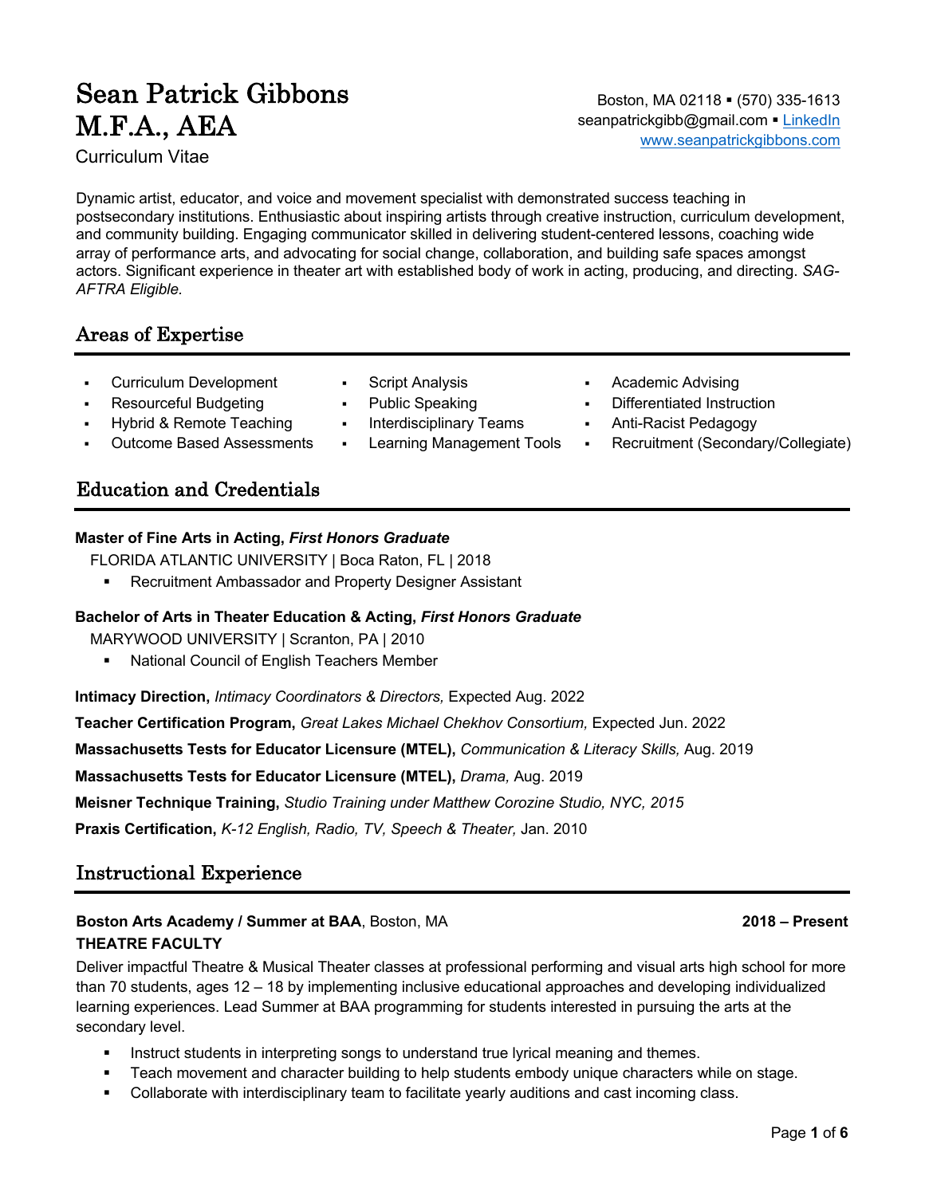# Sean Patrick Gibbons M.F.A., AEA

Curriculum Vitae

Boston, MA 02118 ▪ (570) 335-1613
seanpatrickgibb@gmail.com ▪ [LinkedIn](#)
[www.seanpatrickgibbons.com](http://www.seanpatrickgibbons.com)

Dynamic artist, educator, and voice and movement specialist with demonstrated success teaching in postsecondary institutions. Enthusiastic about inspiring artists through creative instruction, curriculum development, and community building. Engaging communicator skilled in delivering student-centered lessons, coaching wide array of performance arts, and advocating for social change, collaboration, and building safe spaces amongst actors. Significant experience in theater art with established body of work in acting, producing, and directing. *SAG-AFTRA Eligible.*

## Areas of Expertise

- Curriculum Development
- Resourceful Budgeting
- Hybrid & Remote Teaching
- Outcome Based Assessments
- Script Analysis
- Public Speaking
- Interdisciplinary Teams
- Learning Management Tools
- Academic Advising
- Differentiated Instruction
- Anti-Racist Pedagogy
- Recruitment (Secondary/Collegiate)

## Education and Credentials

**Master of Fine Arts in Acting, *First Honors Graduate***
FLORIDA ATLANTIC UNIVERSITY | Boca Raton, FL | 2018

- Recruitment Ambassador and Property Designer Assistant

**Bachelor of Arts in Theater Education & Acting, *First Honors Graduate***
MARYWOOD UNIVERSITY | Scranton, PA | 2010

- National Council of English Teachers Member

**Intimacy Direction,** *Intimacy Coordinators & Directors,* Expected Aug. 2022

**Teacher Certification Program,** *Great Lakes Michael Chekhov Consortium,* Expected Jun. 2022

**Massachusetts Tests for Educator Licensure (MTEL),** *Communication & Literacy Skills,* Aug. 2019

**Massachusetts Tests for Educator Licensure (MTEL),** *Drama,* Aug. 2019

**Meisner Technique Training,** *Studio Training under Matthew Corozine Studio, NYC, 2015*

**Praxis Certification,** *K-12 English, Radio, TV, Speech & Theater,* Jan. 2010

## Instructional Experience

**Boston Arts Academy / Summer at BAA**, Boston, MA — **2018 – Present**
**THEATRE FACULTY**

Deliver impactful Theatre & Musical Theater classes at professional performing and visual arts high school for more than 70 students, ages 12 – 18 by implementing inclusive educational approaches and developing individualized learning experiences. Lead Summer at BAA programming for students interested in pursuing the arts at the secondary level.

- Instruct students in interpreting songs to understand true lyrical meaning and themes.
- Teach movement and character building to help students embody unique characters while on stage.
- Collaborate with interdisciplinary team to facilitate yearly auditions and cast incoming class.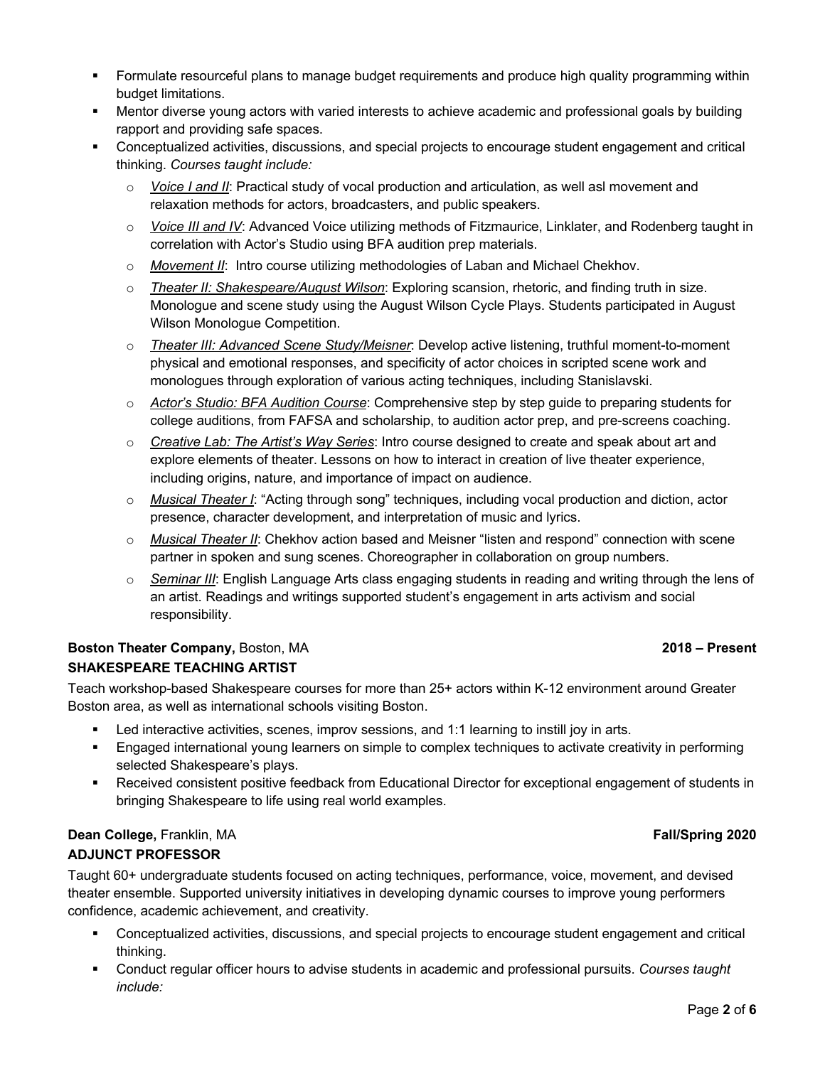- Formulate resourceful plans to manage budget requirements and produce high quality programming within budget limitations.
- Mentor diverse young actors with varied interests to achieve academic and professional goals by building rapport and providing safe spaces.
- Conceptualized activities, discussions, and special projects to encourage student engagement and critical thinking. *Courses taught include:*
  - *Voice I and II*: Practical study of vocal production and articulation, as well asl movement and relaxation methods for actors, broadcasters, and public speakers.
  - *Voice III and IV*: Advanced Voice utilizing methods of Fitzmaurice, Linklater, and Rodenberg taught in correlation with Actor's Studio using BFA audition prep materials.
  - *Movement II*: Intro course utilizing methodologies of Laban and Michael Chekhov.
  - *Theater II: Shakespeare/August Wilson*: Exploring scansion, rhetoric, and finding truth in size. Monologue and scene study using the August Wilson Cycle Plays. Students participated in August Wilson Monologue Competition.
  - *Theater III: Advanced Scene Study/Meisner*: Develop active listening, truthful moment-to-moment physical and emotional responses, and specificity of actor choices in scripted scene work and monologues through exploration of various acting techniques, including Stanislavski.
  - *Actor's Studio: BFA Audition Course*: Comprehensive step by step guide to preparing students for college auditions, from FAFSA and scholarship, to audition actor prep, and pre-screens coaching.
  - *Creative Lab: The Artist's Way Series*: Intro course designed to create and speak about art and explore elements of theater. Lessons on how to interact in creation of live theater experience, including origins, nature, and importance of impact on audience.
  - *Musical Theater I*: "Acting through song" techniques, including vocal production and diction, actor presence, character development, and interpretation of music and lyrics.
  - *Musical Theater II*: Chekhov action based and Meisner "listen and respond" connection with scene partner in spoken and sung scenes. Choreographer in collaboration on group numbers.
  - *Seminar III*: English Language Arts class engaging students in reading and writing through the lens of an artist. Readings and writings supported student's engagement in arts activism and social responsibility.

**Boston Theater Company,** Boston, MA **2018 – Present**
**SHAKESPEARE TEACHING ARTIST**

Teach workshop-based Shakespeare courses for more than 25+ actors within K-12 environment around Greater Boston area, as well as international schools visiting Boston.

- Led interactive activities, scenes, improv sessions, and 1:1 learning to instill joy in arts.
- Engaged international young learners on simple to complex techniques to activate creativity in performing selected Shakespeare's plays.
- Received consistent positive feedback from Educational Director for exceptional engagement of students in bringing Shakespeare to life using real world examples.

**Dean College,** Franklin, MA **Fall/Spring 2020**
**ADJUNCT PROFESSOR**

Taught 60+ undergraduate students focused on acting techniques, performance, voice, movement, and devised theater ensemble. Supported university initiatives in developing dynamic courses to improve young performers confidence, academic achievement, and creativity.

- Conceptualized activities, discussions, and special projects to encourage student engagement and critical thinking.
- Conduct regular officer hours to advise students in academic and professional pursuits. *Courses taught include:*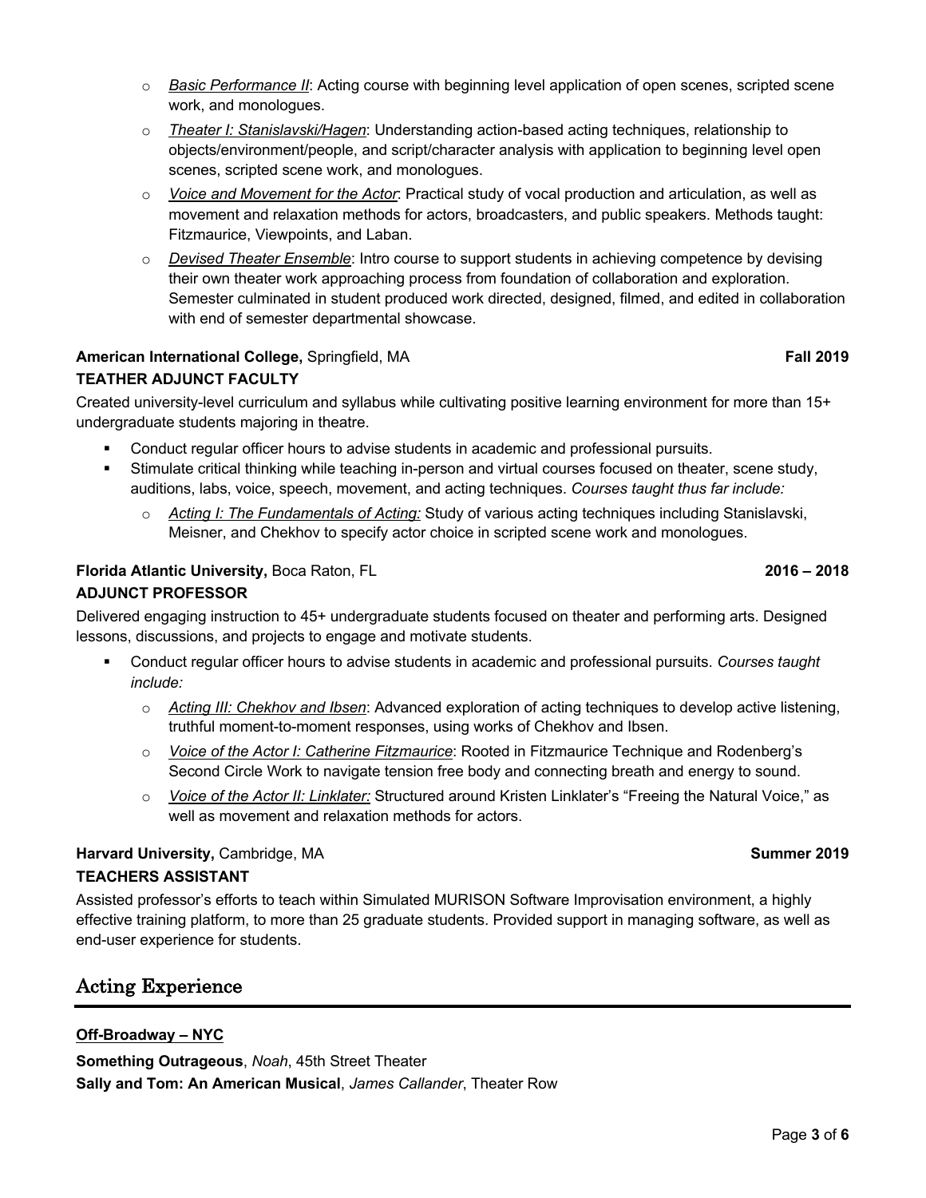- *Basic Performance II*: Acting course with beginning level application of open scenes, scripted scene work, and monologues.
- *Theater I: Stanislavski/Hagen*: Understanding action-based acting techniques, relationship to objects/environment/people, and script/character analysis with application to beginning level open scenes, scripted scene work, and monologues.
- *Voice and Movement for the Actor*: Practical study of vocal production and articulation, as well as movement and relaxation methods for actors, broadcasters, and public speakers. Methods taught: Fitzmaurice, Viewpoints, and Laban.
- *Devised Theater Ensemble*: Intro course to support students in achieving competence by devising their own theater work approaching process from foundation of collaboration and exploration. Semester culminated in student produced work directed, designed, filmed, and edited in collaboration with end of semester departmental showcase.

**American International College,** Springfield, MA **Fall 2019**
**TEATHER ADJUNCT FACULTY**

Created university-level curriculum and syllabus while cultivating positive learning environment for more than 15+ undergraduate students majoring in theatre.

- Conduct regular officer hours to advise students in academic and professional pursuits.
- Stimulate critical thinking while teaching in-person and virtual courses focused on theater, scene study, auditions, labs, voice, speech, movement, and acting techniques. *Courses taught thus far include:*
  - *Acting I: The Fundamentals of Acting:* Study of various acting techniques including Stanislavski, Meisner, and Chekhov to specify actor choice in scripted scene work and monologues.

**Florida Atlantic University,** Boca Raton, FL **2016 – 2018**
**ADJUNCT PROFESSOR**

Delivered engaging instruction to 45+ undergraduate students focused on theater and performing arts. Designed lessons, discussions, and projects to engage and motivate students.

- Conduct regular officer hours to advise students in academic and professional pursuits. *Courses taught include:*
  - *Acting III: Chekhov and Ibsen*: Advanced exploration of acting techniques to develop active listening, truthful moment-to-moment responses, using works of Chekhov and Ibsen.
  - *Voice of the Actor I: Catherine Fitzmaurice*: Rooted in Fitzmaurice Technique and Rodenberg's Second Circle Work to navigate tension free body and connecting breath and energy to sound.
  - *Voice of the Actor II: Linklater:* Structured around Kristen Linklater's "Freeing the Natural Voice," as well as movement and relaxation methods for actors.

**Harvard University,** Cambridge, MA **Summer 2019**
**TEACHERS ASSISTANT**

Assisted professor's efforts to teach within Simulated MURISON Software Improvisation environment, a highly effective training platform, to more than 25 graduate students. Provided support in managing software, as well as end-user experience for students.

## Acting Experience

**Off-Broadway – NYC**

**Something Outrageous**, *Noah*, 45th Street Theater
**Sally and Tom: An American Musical**, *James Callander*, Theater Row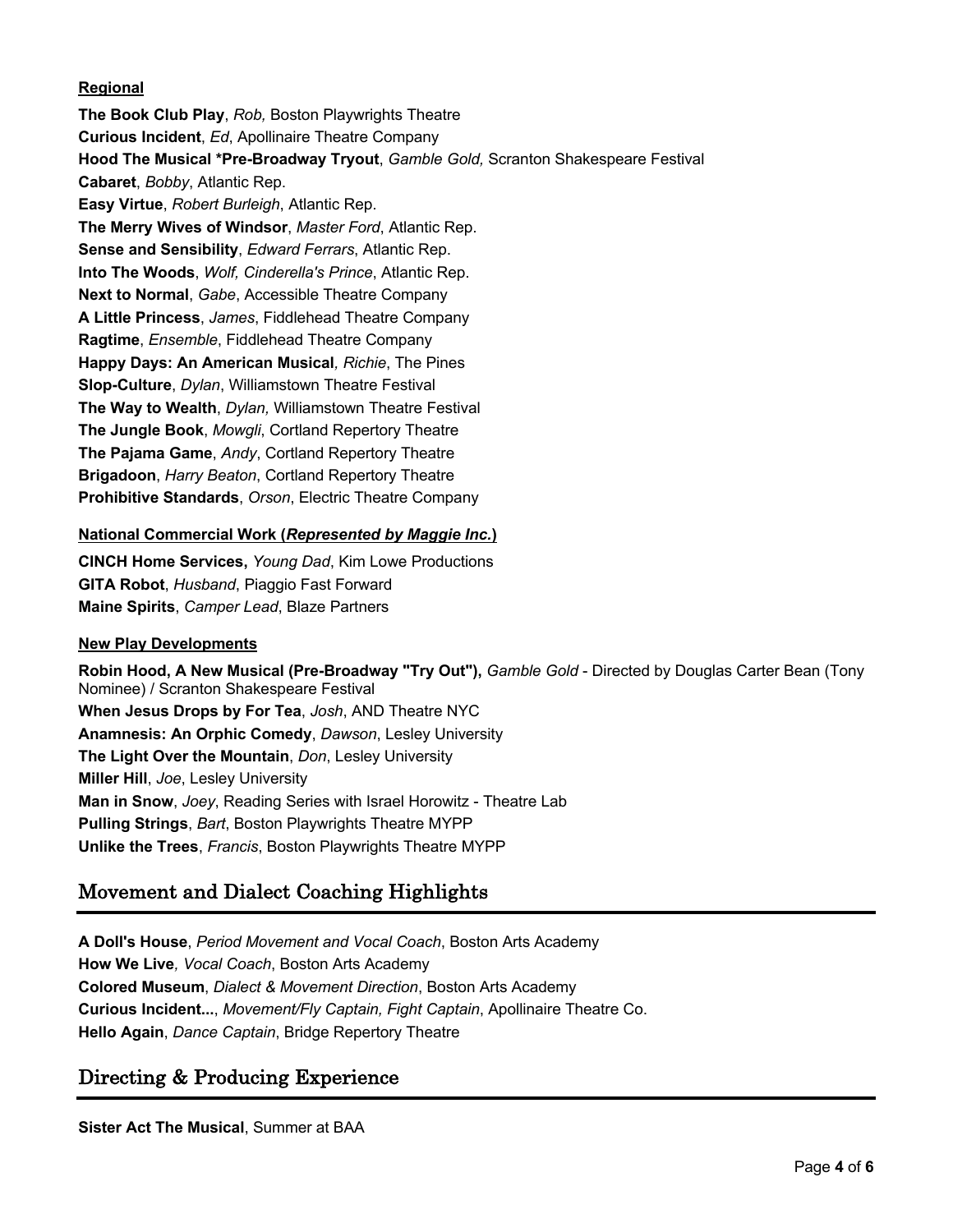**Regional**

**The Book Club Play**, *Rob,* Boston Playwrights Theatre
**Curious Incident**, *Ed*, Apollinaire Theatre Company
**Hood The Musical *Pre-Broadway Tryout**, *Gamble Gold,* Scranton Shakespeare Festival
**Cabaret**, *Bobby*, Atlantic Rep.
**Easy Virtue**, *Robert Burleigh*, Atlantic Rep.
**The Merry Wives of Windsor**, *Master Ford*, Atlantic Rep.
**Sense and Sensibility**, *Edward Ferrars*, Atlantic Rep.
**Into The Woods**, *Wolf, Cinderella's Prince*, Atlantic Rep.
**Next to Normal**, *Gabe*, Accessible Theatre Company
**A Little Princess**, *James*, Fiddlehead Theatre Company
**Ragtime**, *Ensemble*, Fiddlehead Theatre Company
**Happy Days: An American Musical***, Richie*, The Pines
**Slop-Culture**, *Dylan*, Williamstown Theatre Festival
**The Way to Wealth**, *Dylan,* Williamstown Theatre Festival
**The Jungle Book**, *Mowgli*, Cortland Repertory Theatre
**The Pajama Game**, *Andy*, Cortland Repertory Theatre
**Brigadoon**, *Harry Beaton*, Cortland Repertory Theatre
**Prohibitive Standards**, *Orson*, Electric Theatre Company

**National Commercial Work (*Represented by Maggie Inc.*)**

**CINCH Home Services,** *Young Dad*, Kim Lowe Productions
**GITA Robot**, *Husband*, Piaggio Fast Forward
**Maine Spirits**, *Camper Lead*, Blaze Partners

**New Play Developments**

**Robin Hood, A New Musical (Pre-Broadway "Try Out"),** *Gamble Gold* - Directed by Douglas Carter Bean (Tony Nominee) / Scranton Shakespeare Festival
**When Jesus Drops by For Tea**, *Josh*, AND Theatre NYC
**Anamnesis: An Orphic Comedy**, *Dawson*, Lesley University
**The Light Over the Mountain**, *Don*, Lesley University
**Miller Hill**, *Joe*, Lesley University
**Man in Snow**, *Joey*, Reading Series with Israel Horowitz - Theatre Lab
**Pulling Strings**, *Bart*, Boston Playwrights Theatre MYPP
**Unlike the Trees**, *Francis*, Boston Playwrights Theatre MYPP

## Movement and Dialect Coaching Highlights

**A Doll's House**, *Period Movement and Vocal Coach*, Boston Arts Academy
**How We Live***, Vocal Coach*, Boston Arts Academy
**Colored Museum**, *Dialect & Movement Direction*, Boston Arts Academy
**Curious Incident...**, *Movement/Fly Captain, Fight Captain*, Apollinaire Theatre Co.
**Hello Again**, *Dance Captain*, Bridge Repertory Theatre

## Directing & Producing Experience

**Sister Act The Musical**, Summer at BAA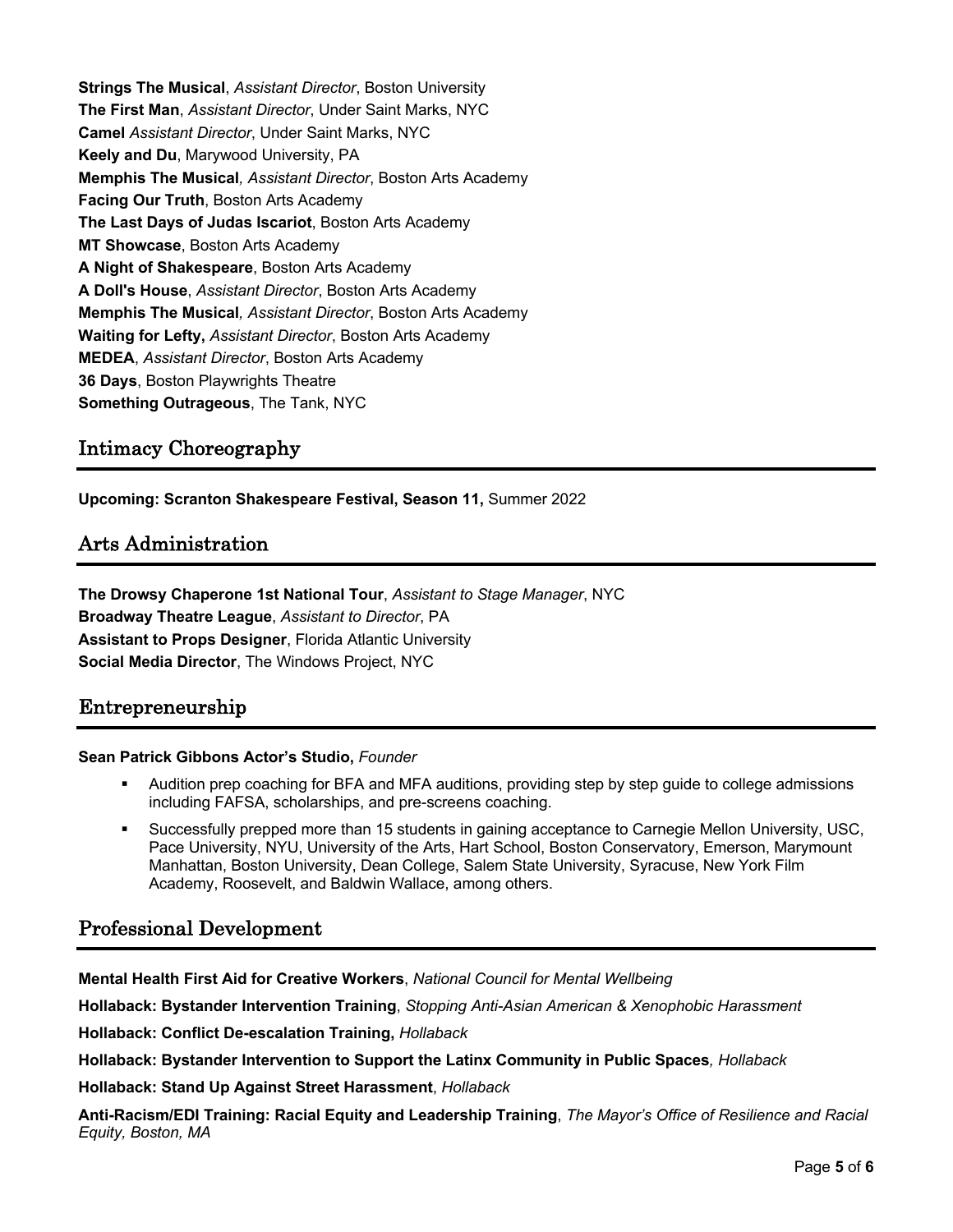**Strings The Musical**, *Assistant Director*, Boston University
**The First Man**, *Assistant Director*, Under Saint Marks, NYC
**Camel** *Assistant Director*, Under Saint Marks, NYC
**Keely and Du**, Marywood University, PA
**Memphis The Musical***, Assistant Director*, Boston Arts Academy
**Facing Our Truth**, Boston Arts Academy
**The Last Days of Judas Iscariot**, Boston Arts Academy
**MT Showcase**, Boston Arts Academy
**A Night of Shakespeare**, Boston Arts Academy
**A Doll's House**, *Assistant Director*, Boston Arts Academy
**Memphis The Musical***, Assistant Director*, Boston Arts Academy
**Waiting for Lefty,** *Assistant Director*, Boston Arts Academy
**MEDEA**, *Assistant Director*, Boston Arts Academy
**36 Days**, Boston Playwrights Theatre
**Something Outrageous**, The Tank, NYC

## Intimacy Choreography

**Upcoming: Scranton Shakespeare Festival, Season 11,** Summer 2022

## Arts Administration

**The Drowsy Chaperone 1st National Tour**, *Assistant to Stage Manager*, NYC
**Broadway Theatre League**, *Assistant to Director*, PA
**Assistant to Props Designer**, Florida Atlantic University
**Social Media Director**, The Windows Project, NYC

## Entrepreneurship

**Sean Patrick Gibbons Actor's Studio,** *Founder*

- Audition prep coaching for BFA and MFA auditions, providing step by step guide to college admissions including FAFSA, scholarships, and pre-screens coaching.
- Successfully prepped more than 15 students in gaining acceptance to Carnegie Mellon University, USC, Pace University, NYU, University of the Arts, Hart School, Boston Conservatory, Emerson, Marymount Manhattan, Boston University, Dean College, Salem State University, Syracuse, New York Film Academy, Roosevelt, and Baldwin Wallace, among others.

## Professional Development

**Mental Health First Aid for Creative Workers**, *National Council for Mental Wellbeing*

**Hollaback: Bystander Intervention Training**, *Stopping Anti-Asian American & Xenophobic Harassment*

**Hollaback: Conflict De-escalation Training,** *Hollaback*

**Hollaback: Bystander Intervention to Support the Latinx Community in Public Spaces***, Hollaback*

**Hollaback: Stand Up Against Street Harassment**, *Hollaback*

**Anti-Racism/EDI Training: Racial Equity and Leadership Training**, *The Mayor's Office of Resilience and Racial Equity, Boston, MA*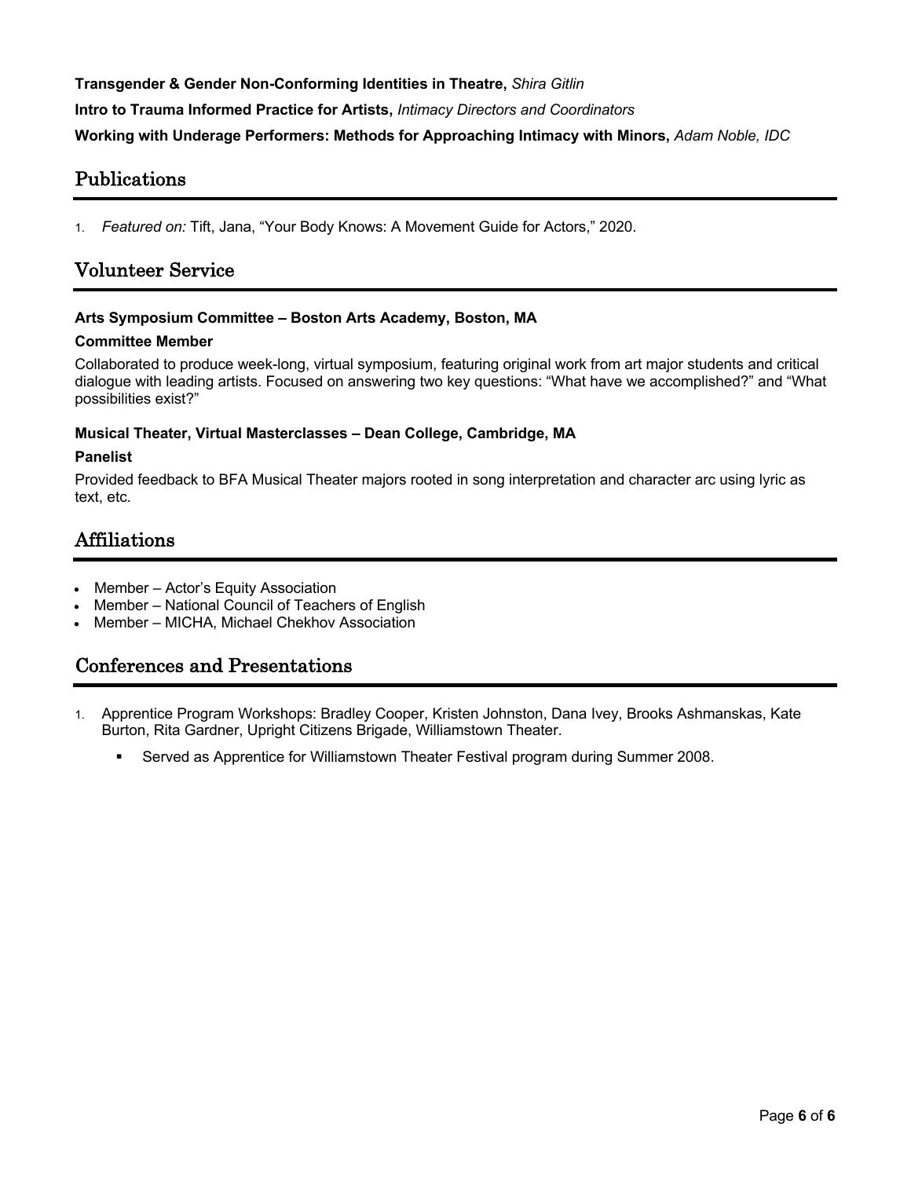**Transgender & Gender Non-Conforming Identities in Theatre,** *Shira Gitlin*

**Intro to Trauma Informed Practice for Artists,** *Intimacy Directors and Coordinators*

**Working with Underage Performers: Methods for Approaching Intimacy with Minors,** *Adam Noble, IDC*

## Publications

1. *Featured on:* Tift, Jana, "Your Body Knows: A Movement Guide for Actors," 2020.

## Volunteer Service

**Arts Symposium Committee – Boston Arts Academy, Boston, MA**

**Committee Member**

Collaborated to produce week-long, virtual symposium, featuring original work from art major students and critical dialogue with leading artists. Focused on answering two key questions: "What have we accomplished?" and "What possibilities exist?"

**Musical Theater, Virtual Masterclasses – Dean College, Cambridge, MA**

**Panelist**

Provided feedback to BFA Musical Theater majors rooted in song interpretation and character arc using lyric as text, etc.

## Affiliations

- Member – Actor's Equity Association
- Member – National Council of Teachers of English
- Member – MICHA, Michael Chekhov Association

## Conferences and Presentations

1. Apprentice Program Workshops: Bradley Cooper, Kristen Johnston, Dana Ivey, Brooks Ashmanskas, Kate Burton, Rita Gardner, Upright Citizens Brigade, Williamstown Theater.
    - Served as Apprentice for Williamstown Theater Festival program during Summer 2008.